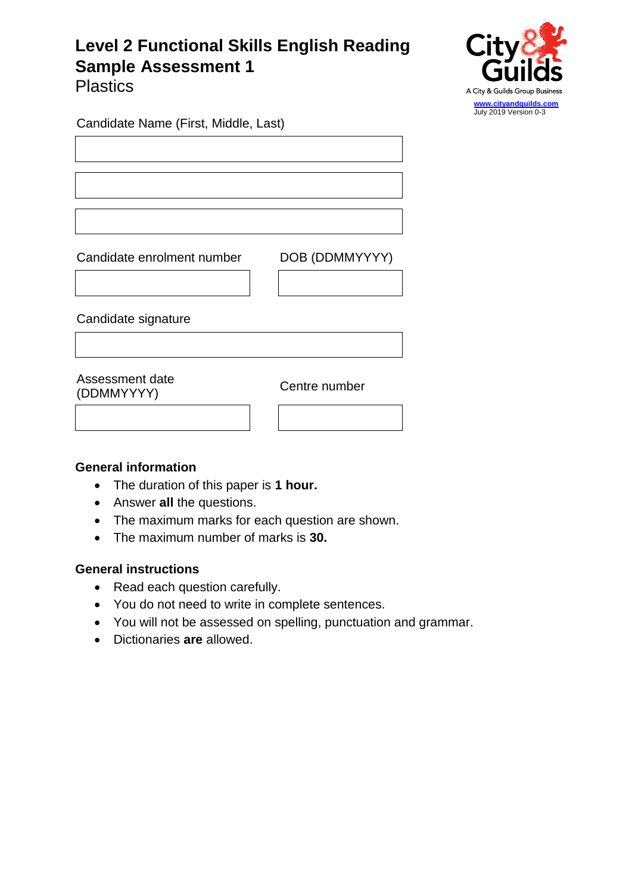# Level 2 Functional Skills English Reading Sample Assessment 1

Plastics

City & Guilds
A City & Guilds Group Business
www.cityandguilds.com
July 2019 Version 0-3

Candidate Name (First, Middle, Last)

Candidate enrolment number

DOB (DDMMYYYY)

Candidate signature

Assessment date (DDMMYYYY)

Centre number

## General information

- The duration of this paper is **1 hour.**
- Answer **all** the questions.
- The maximum marks for each question are shown.
- The maximum number of marks is **30.**

## General instructions

- Read each question carefully.
- You do not need to write in complete sentences.
- You will not be assessed on spelling, punctuation and grammar.
- Dictionaries **are** allowed.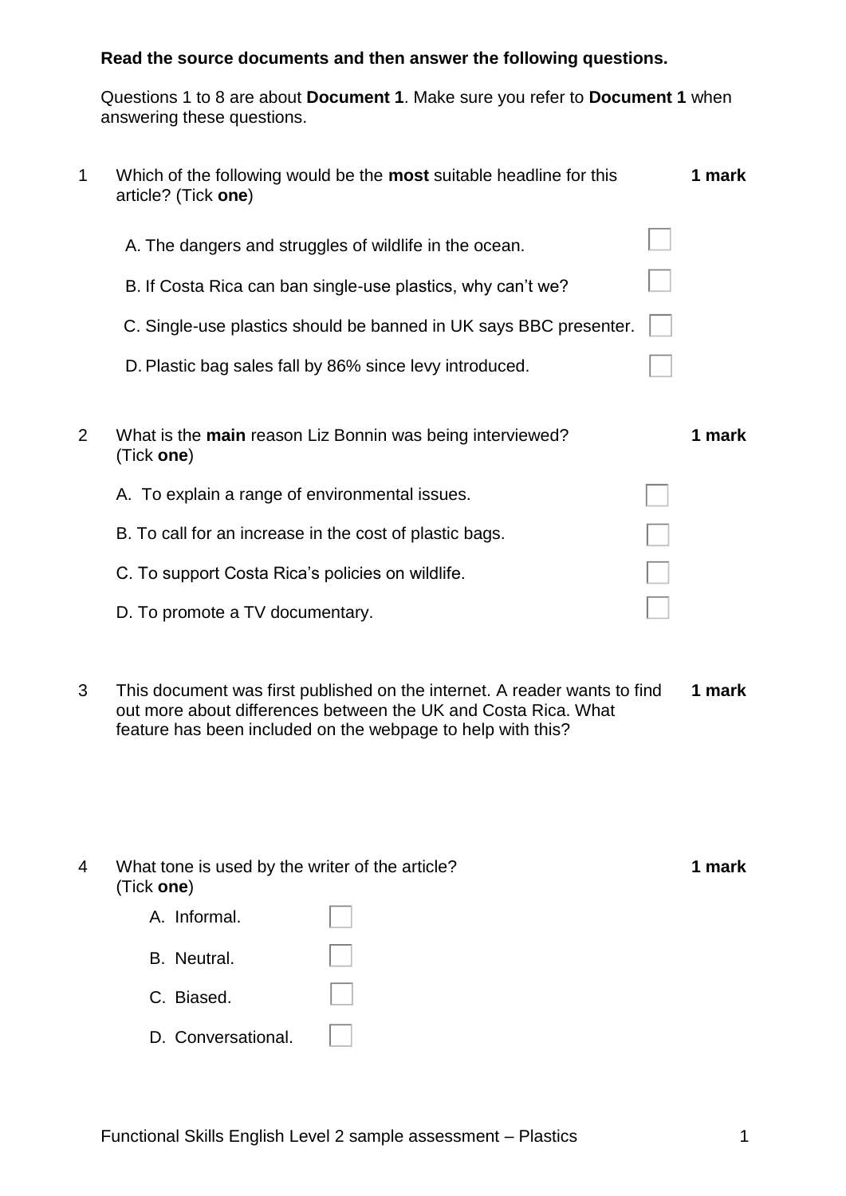**Read the source documents and then answer the following questions.**

Questions 1 to 8 are about **Document 1**. Make sure you refer to **Document 1** when answering these questions.

1 Which of the following would be the **most** suitable headline for this article? (Tick **one**) **1 mark**

A. The dangers and struggles of wildlife in the ocean. ☐

B. If Costa Rica can ban single-use plastics, why can't we? ☐

C. Single-use plastics should be banned in UK says BBC presenter. ☐

D. Plastic bag sales fall by 86% since levy introduced. ☐

2 What is the **main** reason Liz Bonnin was being interviewed? (Tick **one**) **1 mark**

A. To explain a range of environmental issues. ☐

B. To call for an increase in the cost of plastic bags. ☐

C. To support Costa Rica's policies on wildlife. ☐

D. To promote a TV documentary. ☐

3 This document was first published on the internet. A reader wants to find out more about differences between the UK and Costa Rica. What feature has been included on the webpage to help with this? **1 mark**

4 What tone is used by the writer of the article? (Tick **one**) **1 mark**

A. Informal. ☐

B. Neutral. ☐

C. Biased. ☐

D. Conversational. ☐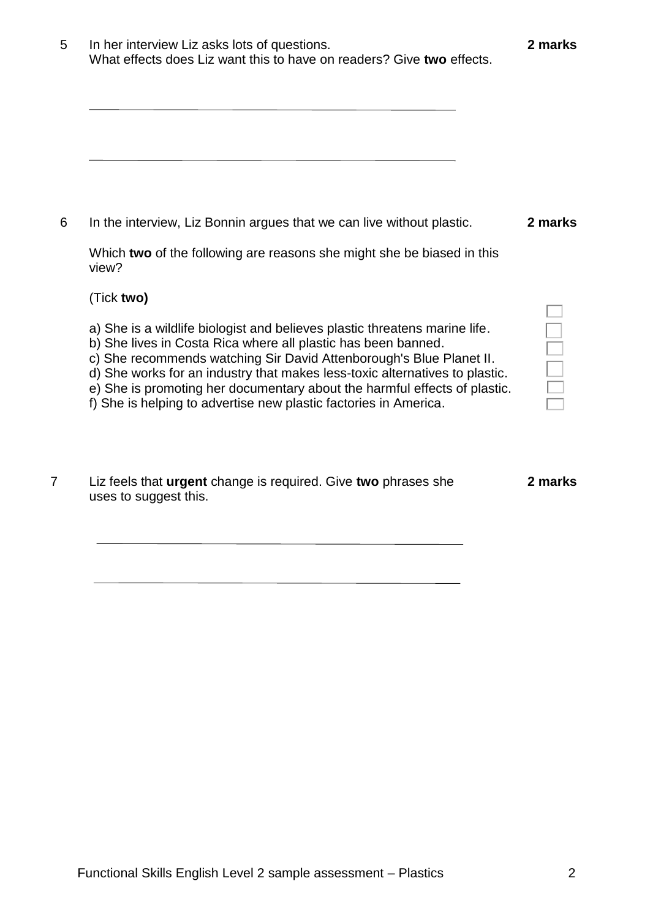5 In her interview Liz asks lots of questions. **2 marks**
What effects does Liz want this to have on readers? Give **two** effects.

\_\_\_\_\_\_\_\_\_\_\_\_\_\_\_\_\_\_\_\_\_\_\_\_\_\_\_\_\_\_\_\_\_\_\_\_\_\_\_\_\_\_\_\_\_\_\_\_

\_\_\_\_\_\_\_\_\_\_\_\_\_\_\_\_\_\_\_\_\_\_\_\_\_\_\_\_\_\_\_\_\_\_\_\_\_\_\_\_\_\_\_\_\_\_\_\_

6 In the interview, Liz Bonnin argues that we can live without plastic. **2 marks**

Which **two** of the following are reasons she might she be biased in this view?

(Tick **two)**

a) She is a wildlife biologist and believes plastic threatens marine life. ☐
b) She lives in Costa Rica where all plastic has been banned. ☐
c) She recommends watching Sir David Attenborough's Blue Planet II. ☐
d) She works for an industry that makes less-toxic alternatives to plastic. ☐
e) She is promoting her documentary about the harmful effects of plastic. ☐
f) She is helping to advertise new plastic factories in America. ☐

7 Liz feels that **urgent** change is required. Give **two** phrases she uses to suggest this. **2 marks**

\_\_\_\_\_\_\_\_\_\_\_\_\_\_\_\_\_\_\_\_\_\_\_\_\_\_\_\_\_\_\_\_\_\_\_\_\_\_\_\_\_\_\_\_\_\_\_\_

\_\_\_\_\_\_\_\_\_\_\_\_\_\_\_\_\_\_\_\_\_\_\_\_\_\_\_\_\_\_\_\_\_\_\_\_\_\_\_\_\_\_\_\_\_\_\_\_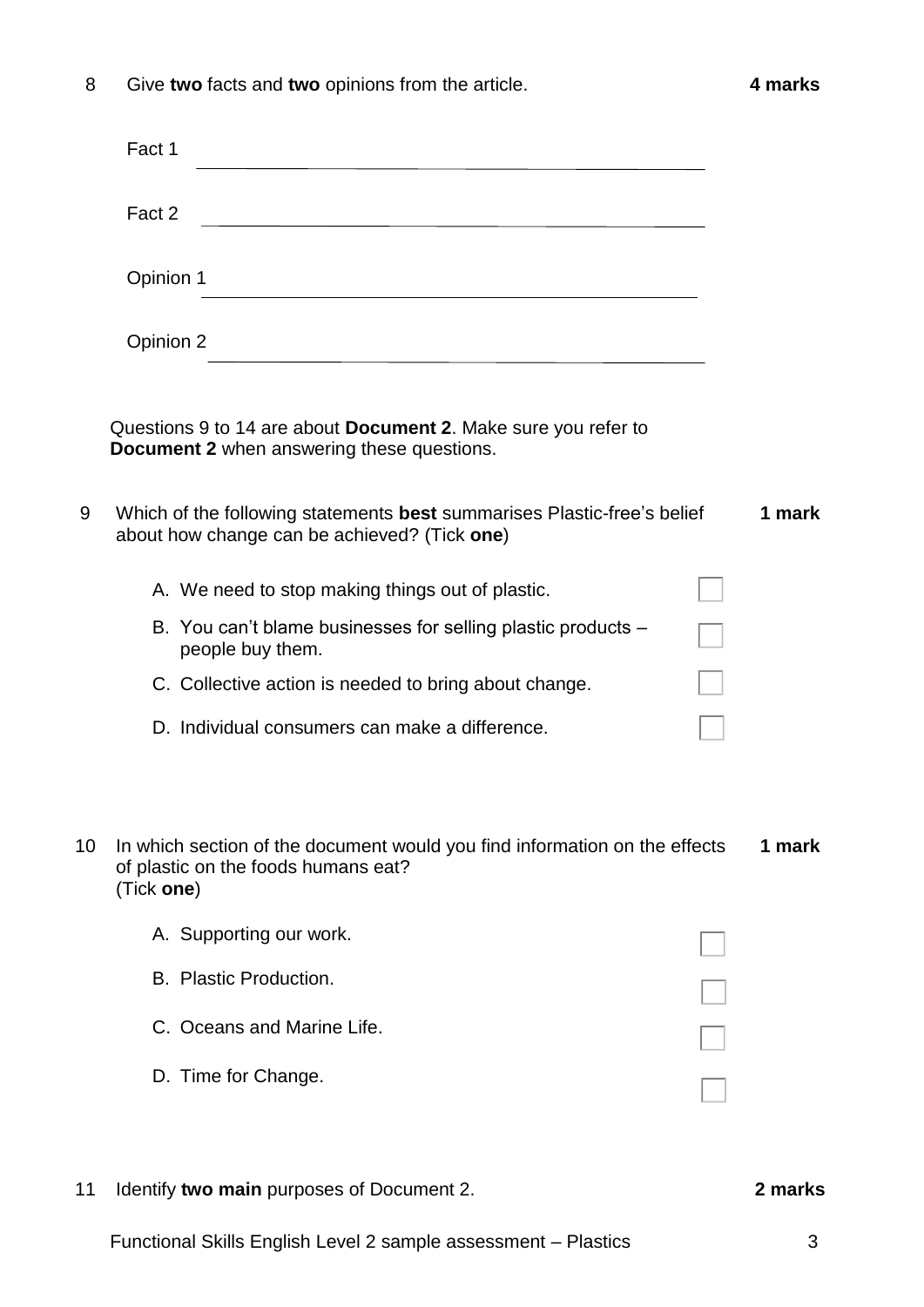8 Give **two** facts and **two** opinions from the article. **4 marks**

Fact 1 ______________________________

Fact 2 ______________________________

Opinion 1 ______________________________

Opinion 2 ______________________________

Questions 9 to 14 are about **Document 2**. Make sure you refer to **Document 2** when answering these questions.

9 Which of the following statements **best** summarises Plastic-free's belief about how change can be achieved? (Tick **one**) **1 mark**

- A. We need to stop making things out of plastic. ☐
- B. You can't blame businesses for selling plastic products – people buy them. ☐
- C. Collective action is needed to bring about change. ☐
- D. Individual consumers can make a difference. ☐

10 In which section of the document would you find information on the effects of plastic on the foods humans eat? (Tick **one**) **1 mark**

- A. Supporting our work. ☐
- B. Plastic Production. ☐
- C. Oceans and Marine Life. ☐
- D. Time for Change. ☐

11 Identify **two main** purposes of Document 2. **2 marks**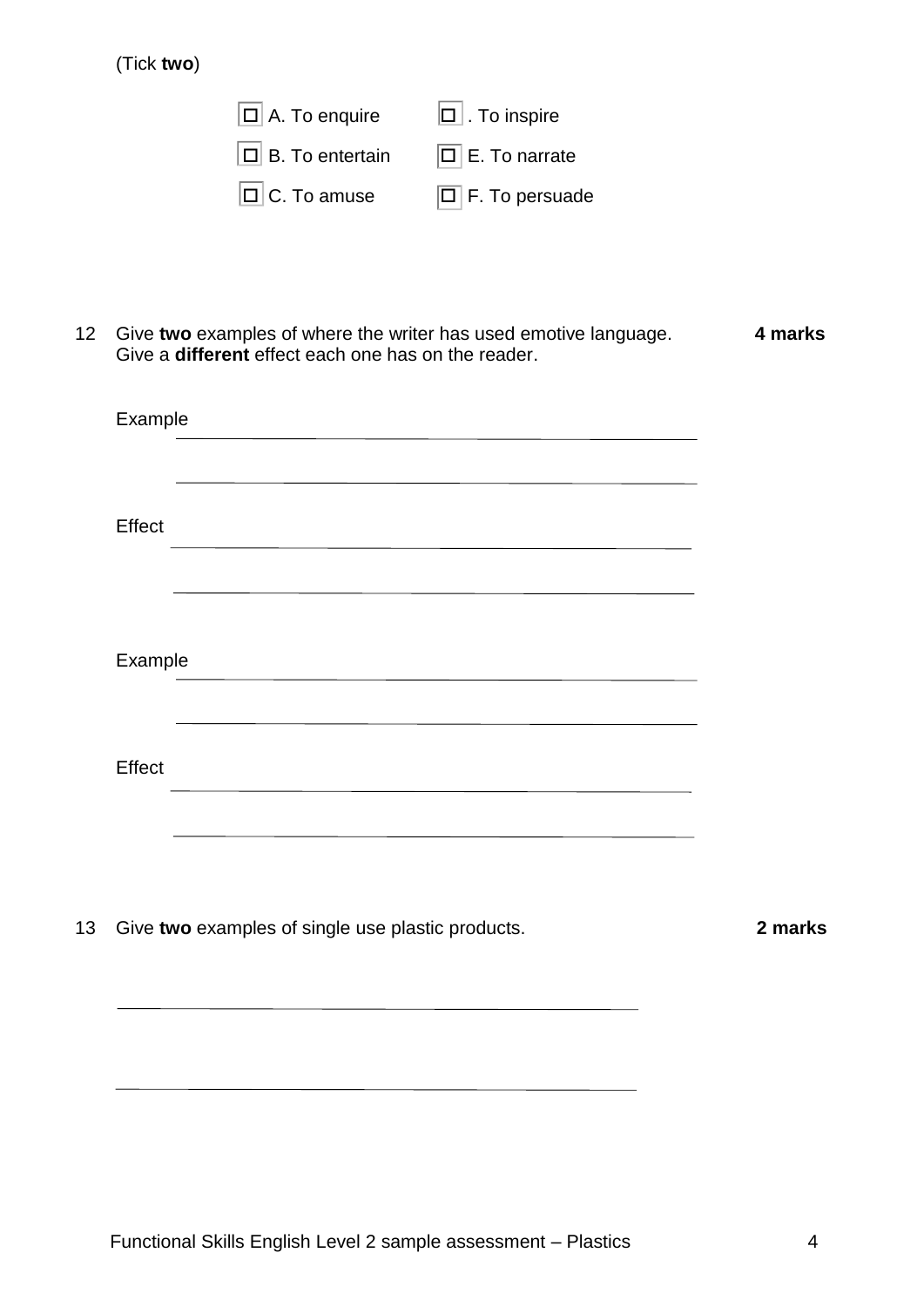(Tick **two**)

- ☐ A. To enquire
- ☐ B. To entertain
- ☐ C. To amuse
- ☐ . To inspire
- ☐ E. To narrate
- ☐ F. To persuade

12 Give **two** examples of where the writer has used emotive language. Give a **different** effect each one has on the reader. **4 marks**

Example ____________________________________________

____________________________________________

Effect ____________________________________________

____________________________________________

Example ____________________________________________

____________________________________________

Effect ____________________________________________

____________________________________________

13 Give **two** examples of single use plastic products. **2 marks**

____________________________________________

____________________________________________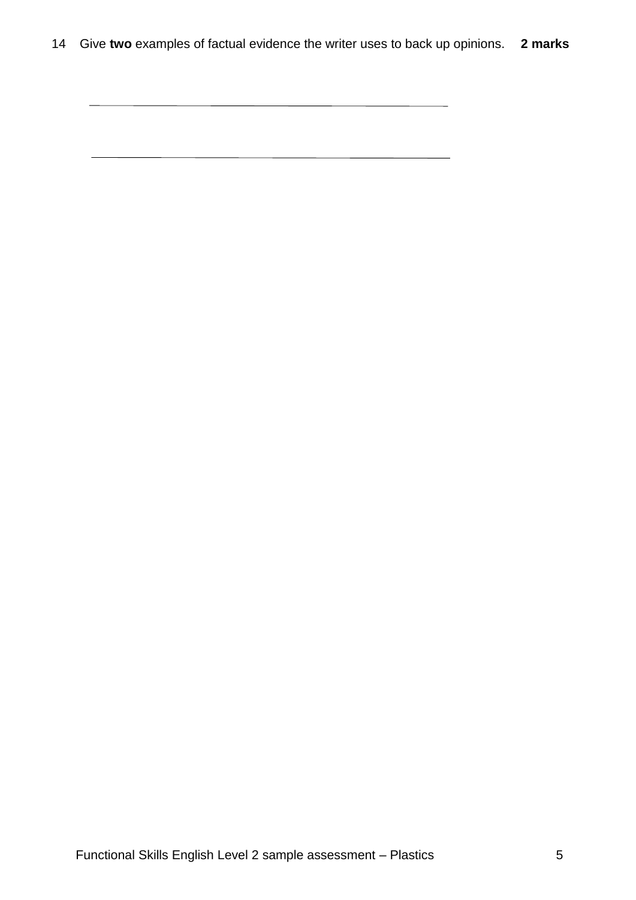14 Give **two** examples of factual evidence the writer uses to back up opinions. **2 marks**

______________________________________________________________

______________________________________________________________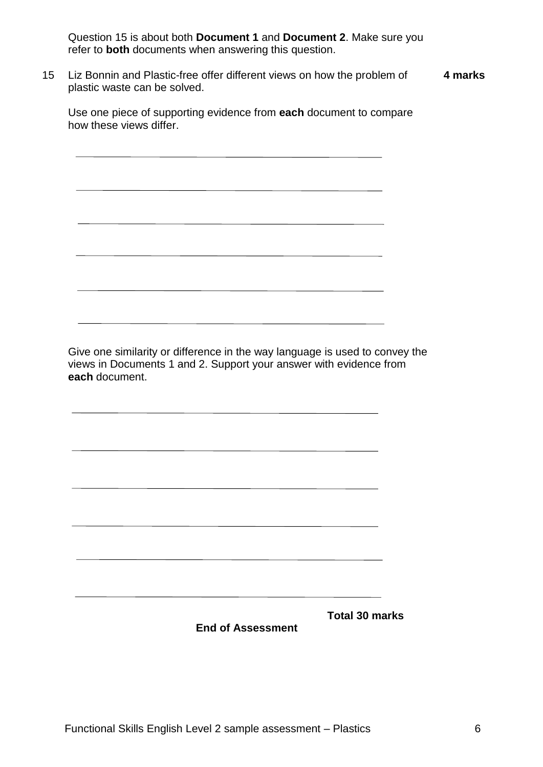Question 15 is about both **Document 1** and **Document 2**. Make sure you refer to **both** documents when answering this question.

15 Liz Bonnin and Plastic-free offer different views on how the problem of plastic waste can be solved. **4 marks**

Use one piece of supporting evidence from **each** document to compare how these views differ.

Give one similarity or difference in the way language is used to convey the views in Documents 1 and 2. Support your answer with evidence from **each** document.

**Total 30 marks**

**End of Assessment**